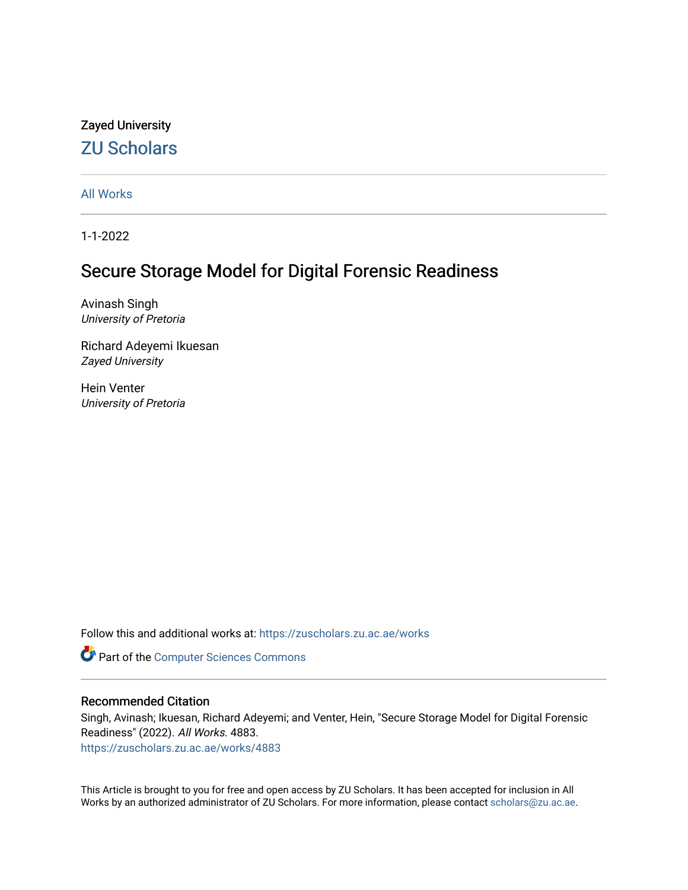Zayed University

# ZU Scholars

All Works

1-1-2022

## Secure Storage Model for Digital Forensic Readiness

Avinash Singh
*University of Pretoria*

Richard Adeyemi Ikuesan
*Zayed University*

Hein Venter
*University of Pretoria*

Follow this and additional works at: https://zuscholars.zu.ac.ae/works

Part of the Computer Sciences Commons

### Recommended Citation

Singh, Avinash; Ikuesan, Richard Adeyemi; and Venter, Hein, "Secure Storage Model for Digital Forensic Readiness" (2022). *All Works*. 4883.
https://zuscholars.zu.ac.ae/works/4883

This Article is brought to you for free and open access by ZU Scholars. It has been accepted for inclusion in All Works by an authorized administrator of ZU Scholars. For more information, please contact scholars@zu.ac.ae.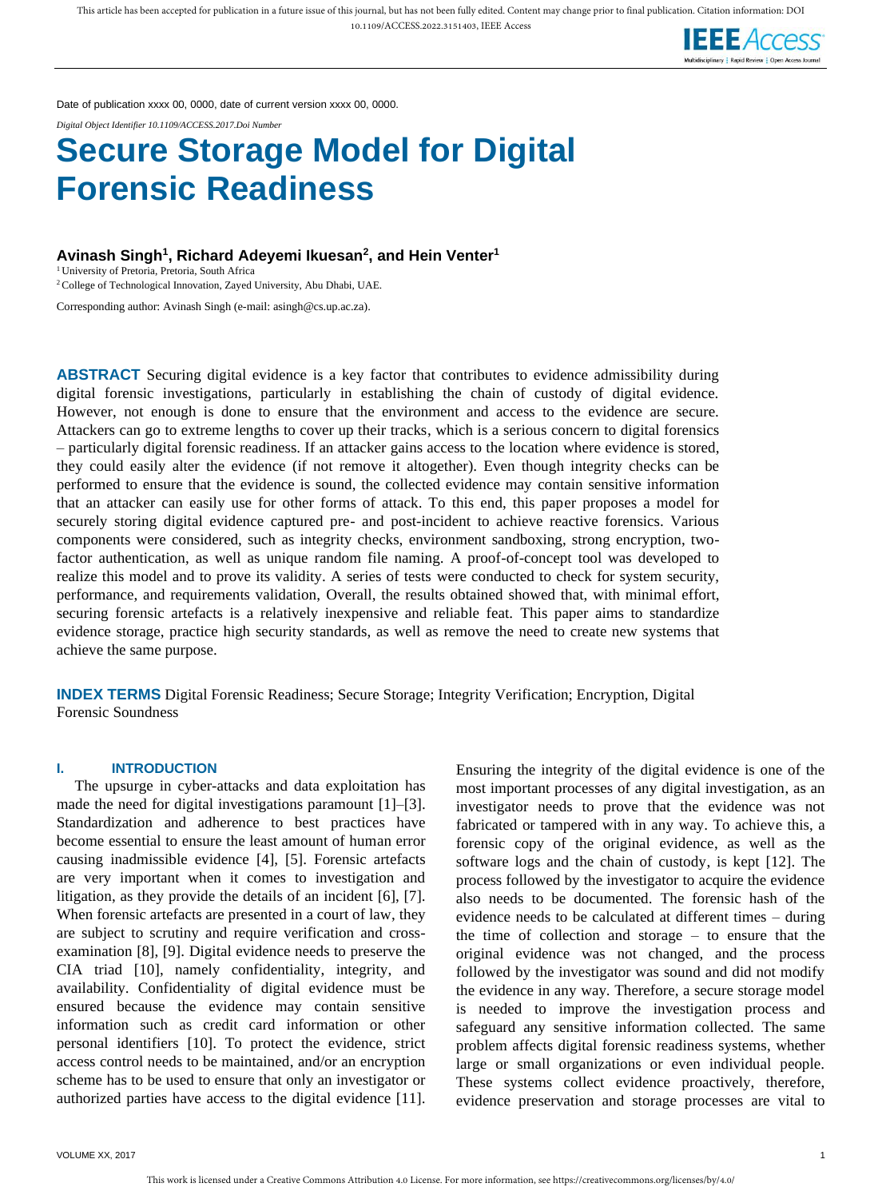Date of publication xxxx 00, 0000, date of current version xxxx 00, 0000.

*Digital Object Identifier 10.1109/ACCESS.2017.Doi Number*

# Secure Storage Model for Digital Forensic Readiness

**Avinash Singh[1], Richard Adeyemi Ikuesan[2], and Hein Venter[1]**

[1] University of Pretoria, Pretoria, South Africa

[2] College of Technological Innovation, Zayed University, Abu Dhabi, UAE.

Corresponding author: Avinash Singh (e-mail: asingh@cs.up.ac.za).

**ABSTRACT** Securing digital evidence is a key factor that contributes to evidence admissibility during digital forensic investigations, particularly in establishing the chain of custody of digital evidence. However, not enough is done to ensure that the environment and access to the evidence are secure. Attackers can go to extreme lengths to cover up their tracks, which is a serious concern to digital forensics – particularly digital forensic readiness. If an attacker gains access to the location where evidence is stored, they could easily alter the evidence (if not remove it altogether). Even though integrity checks can be performed to ensure that the evidence is sound, the collected evidence may contain sensitive information that an attacker can easily use for other forms of attack. To this end, this paper proposes a model for securely storing digital evidence captured pre- and post-incident to achieve reactive forensics. Various components were considered, such as integrity checks, environment sandboxing, strong encryption, two-factor authentication, as well as unique random file naming. A proof-of-concept tool was developed to realize this model and to prove its validity. A series of tests were conducted to check for system security, performance, and requirements validation, Overall, the results obtained showed that, with minimal effort, securing forensic artefacts is a relatively inexpensive and reliable feat. This paper aims to standardize evidence storage, practice high security standards, as well as remove the need to create new systems that achieve the same purpose.

**INDEX TERMS** Digital Forensic Readiness; Secure Storage; Integrity Verification; Encryption, Digital Forensic Soundness

## I. INTRODUCTION

The upsurge in cyber-attacks and data exploitation has made the need for digital investigations paramount [1]–[3]. Standardization and adherence to best practices have become essential to ensure the least amount of human error causing inadmissible evidence [4], [5]. Forensic artefacts are very important when it comes to investigation and litigation, as they provide the details of an incident [6], [7]. When forensic artefacts are presented in a court of law, they are subject to scrutiny and require verification and cross-examination [8], [9]. Digital evidence needs to preserve the CIA triad [10], namely confidentiality, integrity, and availability. Confidentiality of digital evidence must be ensured because the evidence may contain sensitive information such as credit card information or other personal identifiers [10]. To protect the evidence, strict access control needs to be maintained, and/or an encryption scheme has to be used to ensure that only an investigator or authorized parties have access to the digital evidence [11]. Ensuring the integrity of the digital evidence is one of the most important processes of any digital investigation, as an investigator needs to prove that the evidence was not fabricated or tampered with in any way. To achieve this, a forensic copy of the original evidence, as well as the software logs and the chain of custody, is kept [12]. The process followed by the investigator to acquire the evidence also needs to be documented. The forensic hash of the evidence needs to be calculated at different times – during the time of collection and storage – to ensure that the original evidence was not changed, and the process followed by the investigator was sound and did not modify the evidence in any way. Therefore, a secure storage model is needed to improve the investigation process and safeguard any sensitive information collected. The same problem affects digital forensic readiness systems, whether large or small organizations or even individual people. These systems collect evidence proactively, therefore, evidence preservation and storage processes are vital to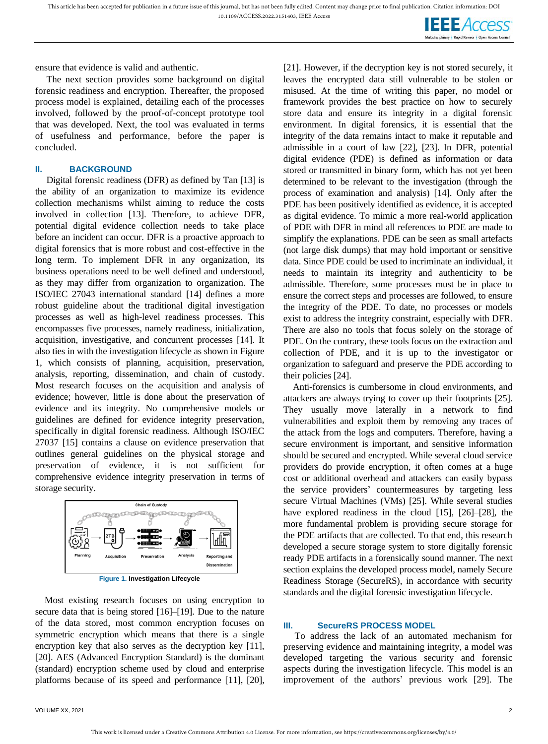ensure that evidence is valid and authentic.

The next section provides some background on digital forensic readiness and encryption. Thereafter, the proposed process model is explained, detailing each of the processes involved, followed by the proof-of-concept prototype tool that was developed. Next, the tool was evaluated in terms of usefulness and performance, before the paper is concluded.

## II. BACKGROUND

Digital forensic readiness (DFR) as defined by Tan [13] is the ability of an organization to maximize its evidence collection mechanisms whilst aiming to reduce the costs involved in collection [13]. Therefore, to achieve DFR, potential digital evidence collection needs to take place before an incident can occur. DFR is a proactive approach to digital forensics that is more robust and cost-effective in the long term. To implement DFR in any organization, its business operations need to be well defined and understood, as they may differ from organization to organization. The ISO/IEC 27043 international standard [14] defines a more robust guideline about the traditional digital investigation processes as well as high-level readiness processes. This encompasses five processes, namely readiness, initialization, acquisition, investigative, and concurrent processes [14]. It also ties in with the investigation lifecycle as shown in Figure 1, which consists of planning, acquisition, preservation, analysis, reporting, dissemination, and chain of custody. Most research focuses on the acquisition and analysis of evidence; however, little is done about the preservation of evidence and its integrity. No comprehensive models or guidelines are defined for evidence integrity preservation, specifically in digital forensic readiness. Although ISO/IEC 27037 [15] contains a clause on evidence preservation that outlines general guidelines on the physical storage and preservation of evidence, it is not sufficient for comprehensive evidence integrity preservation in terms of storage security.

Chain of Custody

Planning → Acquisition → Preservation → Analysis → Reporting and Dissemination

**Figure 1. Investigation Lifecycle**

Most existing research focuses on using encryption to secure data that is being stored [16]–[19]. Due to the nature of the data stored, most common encryption focuses on symmetric encryption which means that there is a single encryption key that also serves as the decryption key [11], [20]. AES (Advanced Encryption Standard) is the dominant (standard) encryption scheme used by cloud and enterprise platforms because of its speed and performance [11], [20], [21]. However, if the decryption key is not stored securely, it leaves the encrypted data still vulnerable to be stolen or misused. At the time of writing this paper, no model or framework provides the best practice on how to securely store data and ensure its integrity in a digital forensic environment. In digital forensics, it is essential that the integrity of the data remains intact to make it reputable and admissible in a court of law [22], [23]. In DFR, potential digital evidence (PDE) is defined as information or data stored or transmitted in binary form, which has not yet been determined to be relevant to the investigation (through the process of examination and analysis) [14]. Only after the PDE has been positively identified as evidence, it is accepted as digital evidence. To mimic a more real-world application of PDE with DFR in mind all references to PDE are made to simplify the explanations. PDE can be seen as small artefacts (not large disk dumps) that may hold important or sensitive data. Since PDE could be used to incriminate an individual, it needs to maintain its integrity and authenticity to be admissible. Therefore, some processes must be in place to ensure the correct steps and processes are followed, to ensure the integrity of the PDE. To date, no processes or models exist to address the integrity constraint, especially with DFR. There are also no tools that focus solely on the storage of PDE. On the contrary, these tools focus on the extraction and collection of PDE, and it is up to the investigator or organization to safeguard and preserve the PDE according to their policies [24].

Anti-forensics is cumbersome in cloud environments, and attackers are always trying to cover up their footprints [25]. They usually move laterally in a network to find vulnerabilities and exploit them by removing any traces of the attack from the logs and computers. Therefore, having a secure environment is important, and sensitive information should be secured and encrypted. While several cloud service providers do provide encryption, it often comes at a huge cost or additional overhead and attackers can easily bypass the service providers' countermeasures by targeting less secure Virtual Machines (VMs) [25]. While several studies have explored readiness in the cloud [15], [26]–[28], the more fundamental problem is providing secure storage for the PDE artifacts that are collected. To that end, this research developed a secure storage system to store digitally forensic ready PDE artifacts in a forensically sound manner. The next section explains the developed process model, namely Secure Readiness Storage (SecureRS), in accordance with security standards and the digital forensic investigation lifecycle.

## III. SecureRS PROCESS MODEL

To address the lack of an automated mechanism for preserving evidence and maintaining integrity, a model was developed targeting the various security and forensic aspects during the investigation lifecycle. This model is an improvement of the authors' previous work [29]. The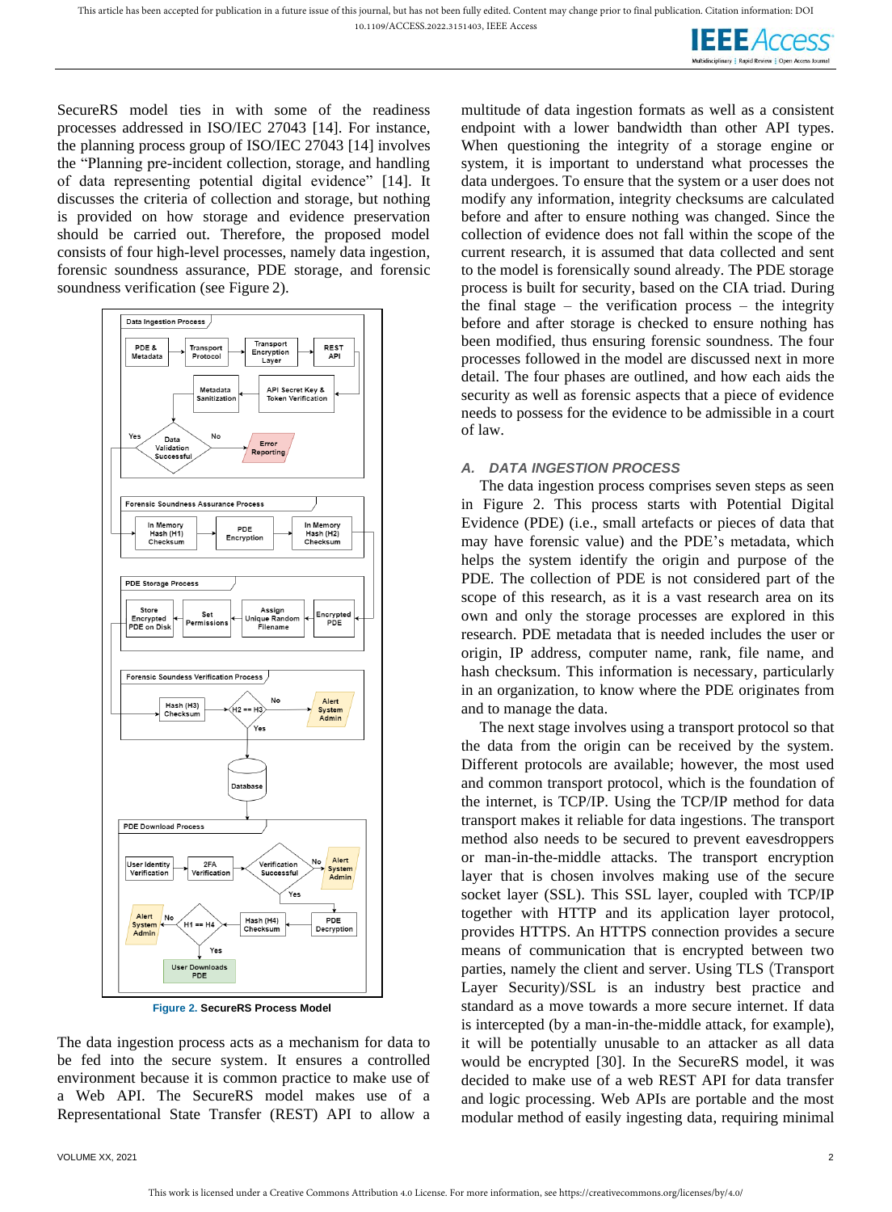SecureRS model ties in with some of the readiness processes addressed in ISO/IEC 27043 [14]. For instance, the planning process group of ISO/IEC 27043 [14] involves the "Planning pre-incident collection, storage, and handling of data representing potential digital evidence" [14]. It discusses the criteria of collection and storage, but nothing is provided on how storage and evidence preservation should be carried out. Therefore, the proposed model consists of four high-level processes, namely data ingestion, forensic soundness assurance, PDE storage, and forensic soundness verification (see Figure 2).

**Figure 2.** SecureRS Process Model

The data ingestion process acts as a mechanism for data to be fed into the secure system. It ensures a controlled environment because it is common practice to make use of a Web API. The SecureRS model makes use of a Representational State Transfer (REST) API to allow a multitude of data ingestion formats as well as a consistent endpoint with a lower bandwidth than other API types. When questioning the integrity of a storage engine or system, it is important to understand what processes the data undergoes. To ensure that the system or a user does not modify any information, integrity checksums are calculated before and after to ensure nothing was changed. Since the collection of evidence does not fall within the scope of the current research, it is assumed that data collected and sent to the model is forensically sound already. The PDE storage process is built for security, based on the CIA triad. During the final stage – the verification process – the integrity before and after storage is checked to ensure nothing has been modified, thus ensuring forensic soundness. The four processes followed in the model are discussed next in more detail. The four phases are outlined, and how each aids the security as well as forensic aspects that a piece of evidence needs to possess for the evidence to be admissible in a court of law.

### A. DATA INGESTION PROCESS

The data ingestion process comprises seven steps as seen in Figure 2. This process starts with Potential Digital Evidence (PDE) (i.e., small artefacts or pieces of data that may have forensic value) and the PDE's metadata, which helps the system identify the origin and purpose of the PDE. The collection of PDE is not considered part of the scope of this research, as it is a vast research area on its own and only the storage processes are explored in this research. PDE metadata that is needed includes the user or origin, IP address, computer name, rank, file name, and hash checksum. This information is necessary, particularly in an organization, to know where the PDE originates from and to manage the data.

The next stage involves using a transport protocol so that the data from the origin can be received by the system. Different protocols are available; however, the most used and common transport protocol, which is the foundation of the internet, is TCP/IP. Using the TCP/IP method for data transport makes it reliable for data ingestions. The transport method also needs to be secured to prevent eavesdroppers or man-in-the-middle attacks. The transport encryption layer that is chosen involves making use of the secure socket layer (SSL). This SSL layer, coupled with TCP/IP together with HTTP and its application layer protocol, provides HTTPS. An HTTPS connection provides a secure means of communication that is encrypted between two parties, namely the client and server. Using TLS (Transport Layer Security)/SSL is an industry best practice and standard as a move towards a more secure internet. If data is intercepted (by a man-in-the-middle attack, for example), it will be potentially unusable to an attacker as all data would be encrypted [30]. In the SecureRS model, it was decided to make use of a web REST API for data transfer and logic processing. Web APIs are portable and the most modular method of easily ingesting data, requiring minimal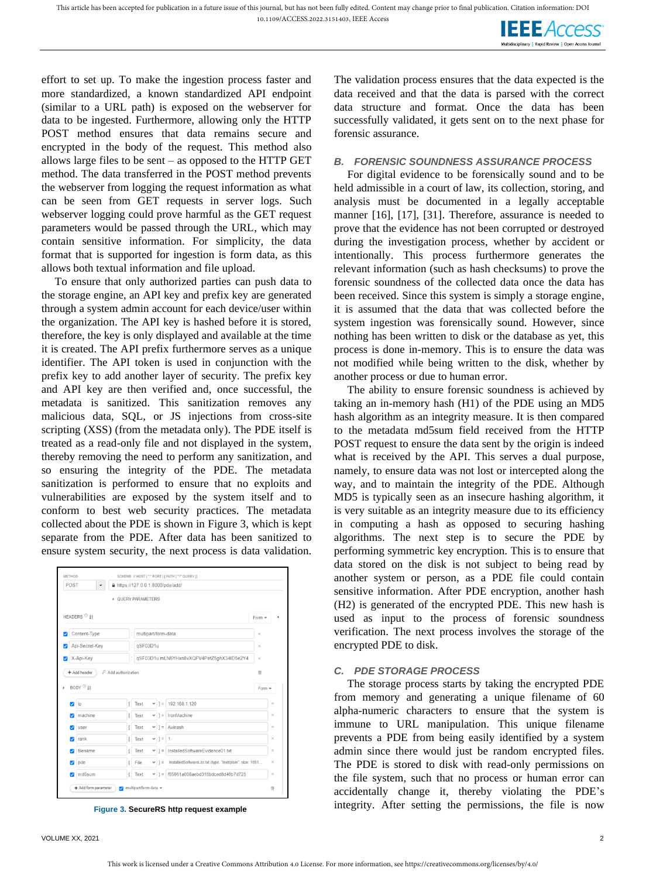effort to set up. To make the ingestion process faster and more standardized, a known standardized API endpoint (similar to a URL path) is exposed on the webserver for data to be ingested. Furthermore, allowing only the HTTP POST method ensures that data remains secure and encrypted in the body of the request. This method also allows large files to be sent – as opposed to the HTTP GET method. The data transferred in the POST method prevents the webserver from logging the request information as what can be seen from GET requests in server logs. Such webserver logging could prove harmful as the GET request parameters would be passed through the URL, which may contain sensitive information. For simplicity, the data format that is supported for ingestion is form data, as this allows both textual information and file upload.

To ensure that only authorized parties can push data to the storage engine, an API key and prefix key are generated through a system admin account for each device/user within the organization. The API key is hashed before it is stored, therefore, the key is only displayed and available at the time it is created. The API prefix furthermore serves as a unique identifier. The API token is used in conjunction with the prefix key to add another layer of security. The prefix key and API key are then verified and, once successful, the metadata is sanitized. This sanitization removes any malicious data, SQL, or JS injections from cross-site scripting (XSS) (from the metadata only). The PDE itself is treated as a read-only file and not displayed in the system, thereby removing the need to perform any sanitization, and so ensuring the integrity of the PDE. The metadata sanitization is performed to ensure that no exploits and vulnerabilities are exposed by the system itself and to conform to best web security practices. The metadata collected about the PDE is shown in Figure 3, which is kept separate from the PDE. After data has been sanitized to ensure system security, the next process is data validation.

**Figure 3.** SecureRS http request example

The validation process ensures that the data expected is the data received and that the data is parsed with the correct data structure and format. Once the data has been successfully validated, it gets sent on to the next phase for forensic assurance.

### B. FORENSIC SOUNDNESS ASSURANCE PROCESS

For digital evidence to be forensically sound and to be held admissible in a court of law, its collection, storing, and analysis must be documented in a legally acceptable manner [16], [17], [31]. Therefore, assurance is needed to prove that the evidence has not been corrupted or destroyed during the investigation process, whether by accident or intentionally. This process furthermore generates the relevant information (such as hash checksums) to prove the forensic soundness of the collected data once the data has been received. Since this system is simply a storage engine, it is assumed that the data that was collected before the system ingestion was forensically sound. However, since nothing has been written to disk or the database as yet, this process is done in-memory. This is to ensure the data was not modified while being written to the disk, whether by another process or due to human error.

The ability to ensure forensic soundness is achieved by taking an in-memory hash (H1) of the PDE using an MD5 hash algorithm as an integrity measure. It is then compared to the metadata md5sum field received from the HTTP POST request to ensure the data sent by the origin is indeed what is received by the API. This serves a dual purpose, namely, to ensure data was not lost or intercepted along the way, and to maintain the integrity of the PDE. Although MD5 is typically seen as an insecure hashing algorithm, it is very suitable as an integrity measure due to its efficiency in computing a hash as opposed to securing hashing algorithms. The next step is to secure the PDE by performing symmetric key encryption. This is to ensure that data stored on the disk is not subject to being read by another system or person, as a PDE file could contain sensitive information. After PDE encryption, another hash (H2) is generated of the encrypted PDE. This new hash is used as input to the process of forensic soundness verification. The next process involves the storage of the encrypted PDE to disk.

### C. PDE STORAGE PROCESS

The storage process starts by taking the encrypted PDE from memory and generating a unique filename of 60 alpha-numeric characters to ensure that the system is immune to URL manipulation. This unique filename prevents a PDE from being easily identified by a system admin since there would just be random encrypted files. The PDE is stored to disk with read-only permissions on the file system, such that no process or human error can accidentally change it, thereby violating the PDE's integrity. After setting the permissions, the file is now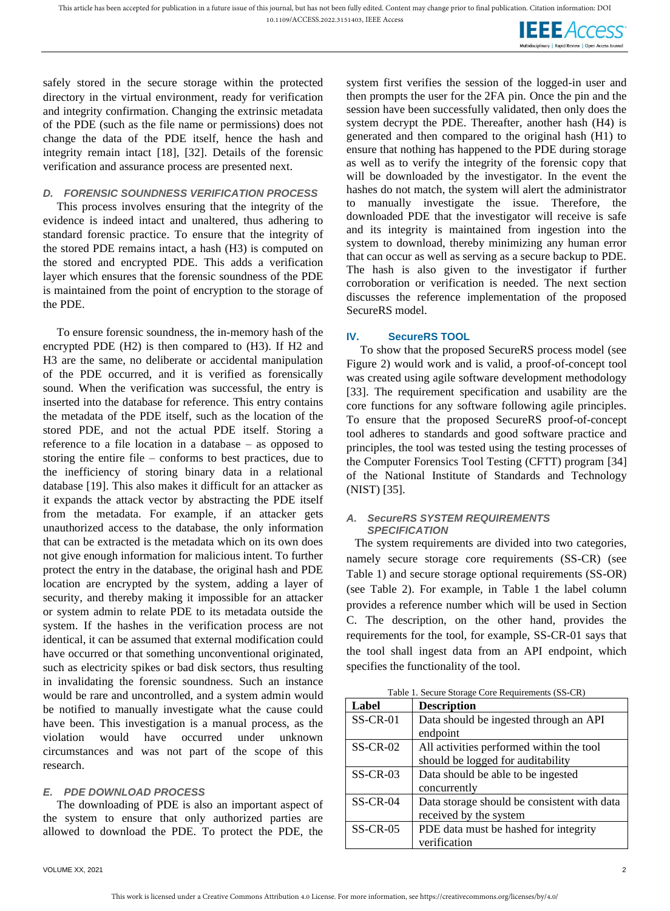safely stored in the secure storage within the protected directory in the virtual environment, ready for verification and integrity confirmation. Changing the extrinsic metadata of the PDE (such as the file name or permissions) does not change the data of the PDE itself, hence the hash and integrity remain intact [18], [32]. Details of the forensic verification and assurance process are presented next.

### *D. FORENSIC SOUNDNESS VERIFICATION PROCESS*

This process involves ensuring that the integrity of the evidence is indeed intact and unaltered, thus adhering to standard forensic practice. To ensure that the integrity of the stored PDE remains intact, a hash (H3) is computed on the stored and encrypted PDE. This adds a verification layer which ensures that the forensic soundness of the PDE is maintained from the point of encryption to the storage of the PDE.

To ensure forensic soundness, the in-memory hash of the encrypted PDE (H2) is then compared to (H3). If H2 and H3 are the same, no deliberate or accidental manipulation of the PDE occurred, and it is verified as forensically sound. When the verification was successful, the entry is inserted into the database for reference. This entry contains the metadata of the PDE itself, such as the location of the stored PDE, and not the actual PDE itself. Storing a reference to a file location in a database – as opposed to storing the entire file – conforms to best practices, due to the inefficiency of storing binary data in a relational database [19]. This also makes it difficult for an attacker as it expands the attack vector by abstracting the PDE itself from the metadata. For example, if an attacker gets unauthorized access to the database, the only information that can be extracted is the metadata which on its own does not give enough information for malicious intent. To further protect the entry in the database, the original hash and PDE location are encrypted by the system, adding a layer of security, and thereby making it impossible for an attacker or system admin to relate PDE to its metadata outside the system. If the hashes in the verification process are not identical, it can be assumed that external modification could have occurred or that something unconventional originated, such as electricity spikes or bad disk sectors, thus resulting in invalidating the forensic soundness. Such an instance would be rare and uncontrolled, and a system admin would be notified to manually investigate what the cause could have been. This investigation is a manual process, as the violation would have occurred under unknown circumstances and was not part of the scope of this research.

### *E. PDE DOWNLOAD PROCESS*

The downloading of PDE is also an important aspect of the system to ensure that only authorized parties are allowed to download the PDE. To protect the PDE, the system first verifies the session of the logged-in user and then prompts the user for the 2FA pin. Once the pin and the session have been successfully validated, then only does the system decrypt the PDE. Thereafter, another hash (H4) is generated and then compared to the original hash (H1) to ensure that nothing has happened to the PDE during storage as well as to verify the integrity of the forensic copy that will be downloaded by the investigator. In the event the hashes do not match, the system will alert the administrator to manually investigate the issue. Therefore, the downloaded PDE that the investigator will receive is safe and its integrity is maintained from ingestion into the system to download, thereby minimizing any human error that can occur as well as serving as a secure backup to PDE. The hash is also given to the investigator if further corroboration or verification is needed. The next section discusses the reference implementation of the proposed SecureRS model.

## IV. SecureRS TOOL

To show that the proposed SecureRS process model (see Figure 2) would work and is valid, a proof-of-concept tool was created using agile software development methodology [33]. The requirement specification and usability are the core functions for any software following agile principles. To ensure that the proposed SecureRS proof-of-concept tool adheres to standards and good software practice and principles, the tool was tested using the testing processes of the Computer Forensics Tool Testing (CFTT) program [34] of the National Institute of Standards and Technology (NIST) [35].

### *A. SecureRS SYSTEM REQUIREMENTS SPECIFICATION*

The system requirements are divided into two categories, namely secure storage core requirements (SS-CR) (see Table 1) and secure storage optional requirements (SS-OR) (see Table 2). For example, in Table 1 the label column provides a reference number which will be used in Section C. The description, on the other hand, provides the requirements for the tool, for example, SS-CR-01 says that the tool shall ingest data from an API endpoint, which specifies the functionality of the tool.

Table 1. Secure Storage Core Requirements (SS-CR)

| Label | Description |
|---|---|
| SS-CR-01 | Data should be ingested through an API endpoint |
| SS-CR-02 | All activities performed within the tool should be logged for auditability |
| SS-CR-03 | Data should be able to be ingested concurrently |
| SS-CR-04 | Data storage should be consistent with data received by the system |
| SS-CR-05 | PDE data must be hashed for integrity verification |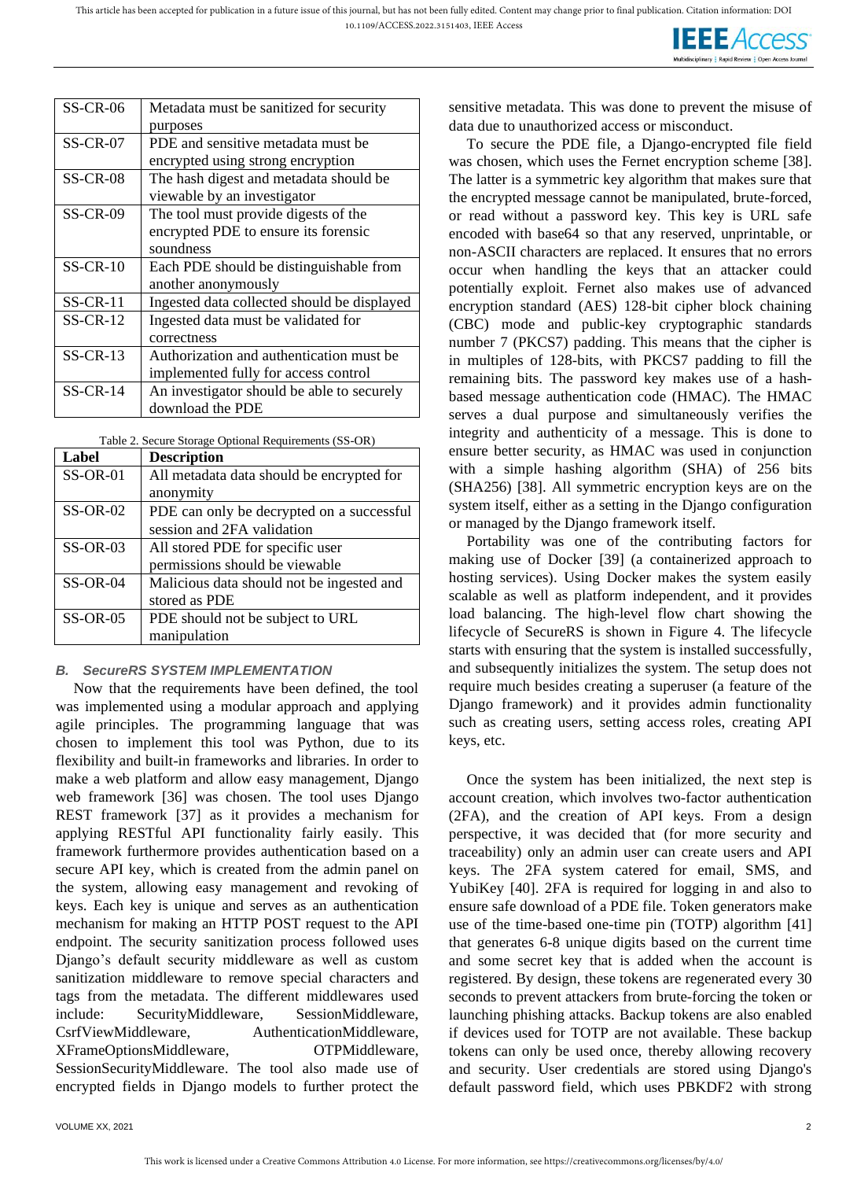| SS-CR-06 | Metadata must be sanitized for security purposes |
|---|---|
| SS-CR-07 | PDE and sensitive metadata must be encrypted using strong encryption |
| SS-CR-08 | The hash digest and metadata should be viewable by an investigator |
| SS-CR-09 | The tool must provide digests of the encrypted PDE to ensure its forensic soundness |
| SS-CR-10 | Each PDE should be distinguishable from another anonymously |
| SS-CR-11 | Ingested data collected should be displayed |
| SS-CR-12 | Ingested data must be validated for correctness |
| SS-CR-13 | Authorization and authentication must be implemented fully for access control |
| SS-CR-14 | An investigator should be able to securely download the PDE |

Table 2. Secure Storage Optional Requirements (SS-OR)

| Label | Description |
|---|---|
| SS-OR-01 | All metadata data should be encrypted for anonymity |
| SS-OR-02 | PDE can only be decrypted on a successful session and 2FA validation |
| SS-OR-03 | All stored PDE for specific user permissions should be viewable |
| SS-OR-04 | Malicious data should not be ingested and stored as PDE |
| SS-OR-05 | PDE should not be subject to URL manipulation |

### *B. SecureRS SYSTEM IMPLEMENTATION*

Now that the requirements have been defined, the tool was implemented using a modular approach and applying agile principles. The programming language that was chosen to implement this tool was Python, due to its flexibility and built-in frameworks and libraries. In order to make a web platform and allow easy management, Django web framework [36] was chosen. The tool uses Django REST framework [37] as it provides a mechanism for applying RESTful API functionality fairly easily. This framework furthermore provides authentication based on a secure API key, which is created from the admin panel on the system, allowing easy management and revoking of keys. Each key is unique and serves as an authentication mechanism for making an HTTP POST request to the API endpoint. The security sanitization process followed uses Django's default security middleware as well as custom sanitization middleware to remove special characters and tags from the metadata. The different middlewares used include: SecurityMiddleware, SessionMiddleware, CsrfViewMiddleware, AuthenticationMiddleware, XFrameOptionsMiddleware, OTPMiddleware, SessionSecurityMiddleware. The tool also made use of encrypted fields in Django models to further protect the sensitive metadata. This was done to prevent the misuse of data due to unauthorized access or misconduct.

To secure the PDE file, a Django-encrypted file field was chosen, which uses the Fernet encryption scheme [38]. The latter is a symmetric key algorithm that makes sure that the encrypted message cannot be manipulated, brute-forced, or read without a password key. This key is URL safe encoded with base64 so that any reserved, unprintable, or non-ASCII characters are replaced. It ensures that no errors occur when handling the keys that an attacker could potentially exploit. Fernet also makes use of advanced encryption standard (AES) 128-bit cipher block chaining (CBC) mode and public-key cryptographic standards number 7 (PKCS7) padding. This means that the cipher is in multiples of 128-bits, with PKCS7 padding to fill the remaining bits. The password key makes use of a hash-based message authentication code (HMAC). The HMAC serves a dual purpose and simultaneously verifies the integrity and authenticity of a message. This is done to ensure better security, as HMAC was used in conjunction with a simple hashing algorithm (SHA) of 256 bits (SHA256) [38]. All symmetric encryption keys are on the system itself, either as a setting in the Django configuration or managed by the Django framework itself.

Portability was one of the contributing factors for making use of Docker [39] (a containerized approach to hosting services). Using Docker makes the system easily scalable as well as platform independent, and it provides load balancing. The high-level flow chart showing the lifecycle of SecureRS is shown in Figure 4. The lifecycle starts with ensuring that the system is installed successfully, and subsequently initializes the system. The setup does not require much besides creating a superuser (a feature of the Django framework) and it provides admin functionality such as creating users, setting access roles, creating API keys, etc.

Once the system has been initialized, the next step is account creation, which involves two-factor authentication (2FA), and the creation of API keys. From a design perspective, it was decided that (for more security and traceability) only an admin user can create users and API keys. The 2FA system catered for email, SMS, and YubiKey [40]. 2FA is required for logging in and also to ensure safe download of a PDE file. Token generators make use of the time-based one-time pin (TOTP) algorithm [41] that generates 6-8 unique digits based on the current time and some secret key that is added when the account is registered. By design, these tokens are regenerated every 30 seconds to prevent attackers from brute-forcing the token or launching phishing attacks. Backup tokens are also enabled if devices used for TOTP are not available. These backup tokens can only be used once, thereby allowing recovery and security. User credentials are stored using Django's default password field, which uses PBKDF2 with strong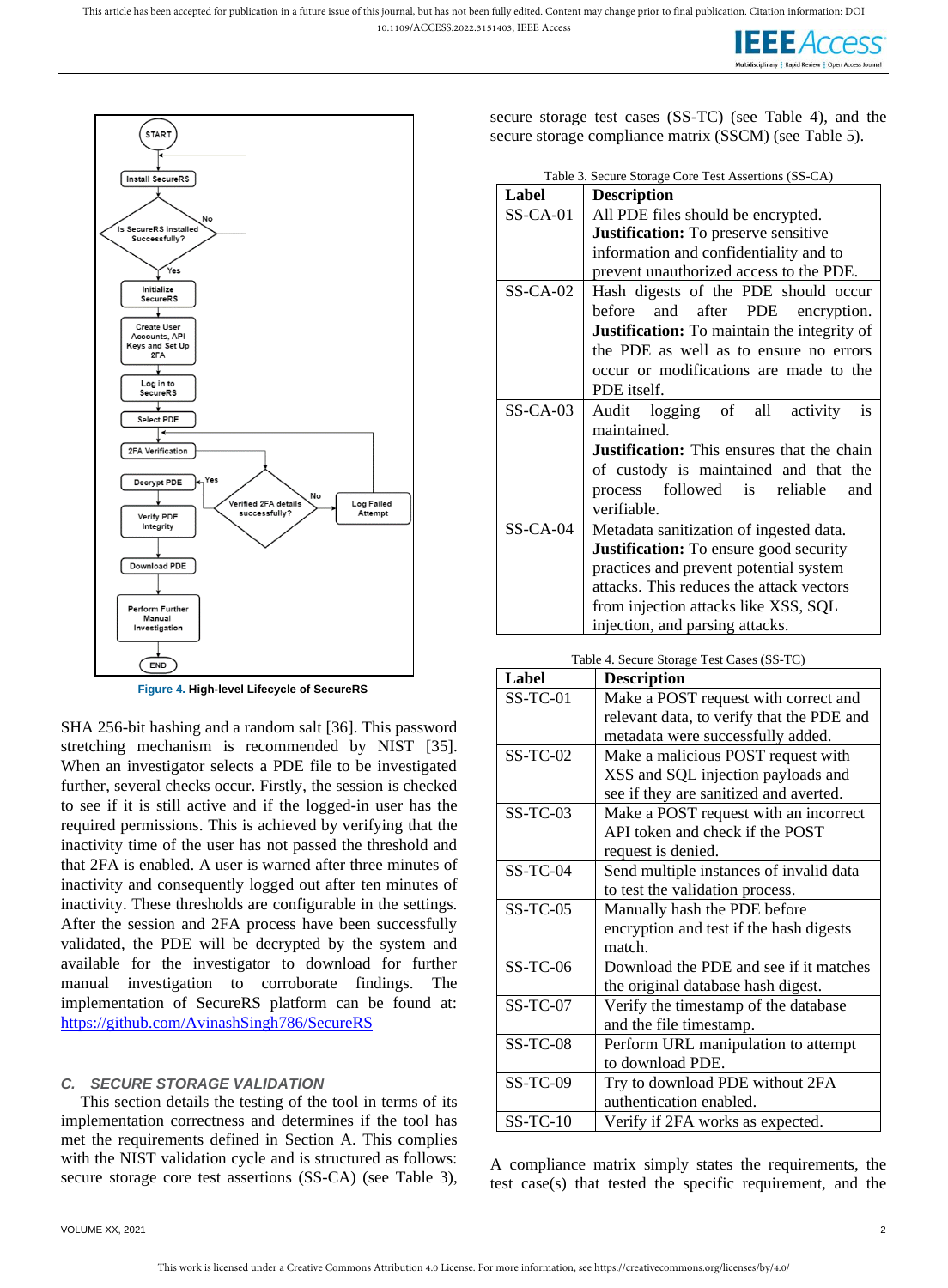Figure 4. High-level Lifecycle of SecureRS

SHA 256-bit hashing and a random salt [36]. This password stretching mechanism is recommended by NIST [35]. When an investigator selects a PDE file to be investigated further, several checks occur. Firstly, the session is checked to see if it is still active and if the logged-in user has the required permissions. This is achieved by verifying that the inactivity time of the user has not passed the threshold and that 2FA is enabled. A user is warned after three minutes of inactivity and consequently logged out after ten minutes of inactivity. These thresholds are configurable in the settings. After the session and 2FA process have been successfully validated, the PDE will be decrypted by the system and available for the investigator to download for further manual investigation to corroborate findings. The implementation of SecureRS platform can be found at: https://github.com/AvinashSingh786/SecureRS

### *C. SECURE STORAGE VALIDATION*

This section details the testing of the tool in terms of its implementation correctness and determines if the tool has met the requirements defined in Section A. This complies with the NIST validation cycle and is structured as follows: secure storage core test assertions (SS-CA) (see Table 3), secure storage test cases (SS-TC) (see Table 4), and the secure storage compliance matrix (SSCM) (see Table 5).

Table 3. Secure Storage Core Test Assertions (SS-CA)

| Label | Description |
|---|---|
| SS-CA-01 | All PDE files should be encrypted. **Justification:** To preserve sensitive information and confidentiality and to prevent unauthorized access to the PDE. |
| SS-CA-02 | Hash digests of the PDE should occur before and after PDE encryption. **Justification:** To maintain the integrity of the PDE as well as to ensure no errors occur or modifications are made to the PDE itself. |
| SS-CA-03 | Audit logging of all activity is maintained. **Justification:** This ensures that the chain of custody is maintained and that the process followed is reliable and verifiable. |
| SS-CA-04 | Metadata sanitization of ingested data. **Justification:** To ensure good security practices and prevent potential system attacks. This reduces the attack vectors from injection attacks like XSS, SQL injection, and parsing attacks. |

Table 4. Secure Storage Test Cases (SS-TC)

| Label | Description |
|---|---|
| SS-TC-01 | Make a POST request with correct and relevant data, to verify that the PDE and metadata were successfully added. |
| SS-TC-02 | Make a malicious POST request with XSS and SQL injection payloads and see if they are sanitized and averted. |
| SS-TC-03 | Make a POST request with an incorrect API token and check if the POST request is denied. |
| SS-TC-04 | Send multiple instances of invalid data to test the validation process. |
| SS-TC-05 | Manually hash the PDE before encryption and test if the hash digests match. |
| SS-TC-06 | Download the PDE and see if it matches the original database hash digest. |
| SS-TC-07 | Verify the timestamp of the database and the file timestamp. |
| SS-TC-08 | Perform URL manipulation to attempt to download PDE. |
| SS-TC-09 | Try to download PDE without 2FA authentication enabled. |
| SS-TC-10 | Verify if 2FA works as expected. |

A compliance matrix simply states the requirements, the test case(s) that tested the specific requirement, and the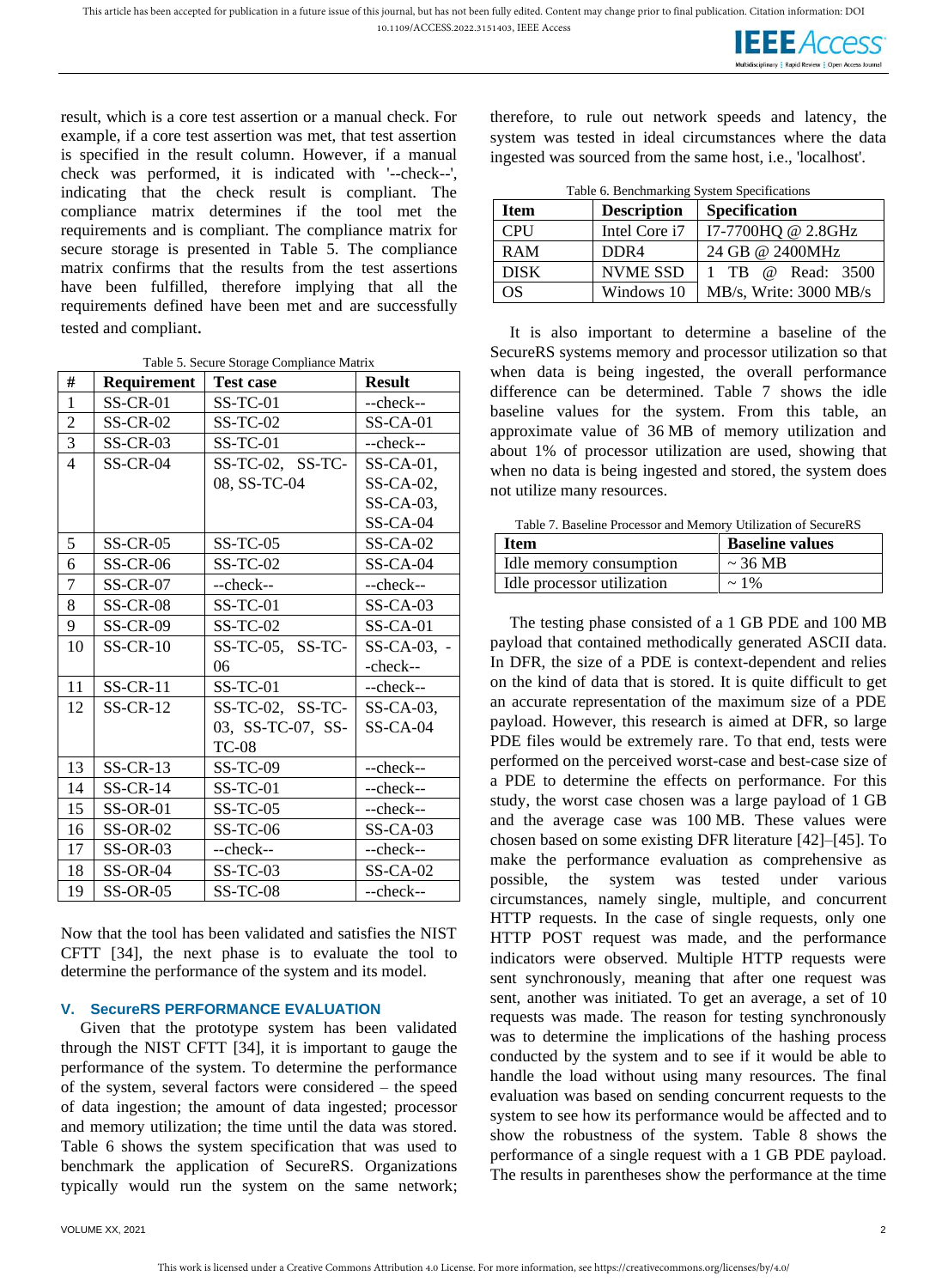result, which is a core test assertion or a manual check. For example, if a core test assertion was met, that test assertion is specified in the result column. However, if a manual check was performed, it is indicated with '--check--', indicating that the check result is compliant. The compliance matrix determines if the tool met the requirements and is compliant. The compliance matrix for secure storage is presented in Table 5. The compliance matrix confirms that the results from the test assertions have been fulfilled, therefore implying that all the requirements defined have been met and are successfully tested and compliant.

Table 5. Secure Storage Compliance Matrix

| # | Requirement | Test case | Result |
|---|---|---|---|
| 1 | SS-CR-01 | SS-TC-01 | --check-- |
| 2 | SS-CR-02 | SS-TC-02 | SS-CA-01 |
| 3 | SS-CR-03 | SS-TC-01 | --check-- |
| 4 | SS-CR-04 | SS-TC-02, SS-TC-08, SS-TC-04 | SS-CA-01, SS-CA-02, SS-CA-03, SS-CA-04 |
| 5 | SS-CR-05 | SS-TC-05 | SS-CA-02 |
| 6 | SS-CR-06 | SS-TC-02 | SS-CA-04 |
| 7 | SS-CR-07 | --check-- | --check-- |
| 8 | SS-CR-08 | SS-TC-01 | SS-CA-03 |
| 9 | SS-CR-09 | SS-TC-02 | SS-CA-01 |
| 10 | SS-CR-10 | SS-TC-05, SS-TC-06 | SS-CA-03, --check-- |
| 11 | SS-CR-11 | SS-TC-01 | --check-- |
| 12 | SS-CR-12 | SS-TC-02, SS-TC-03, SS-TC-07, SS-TC-08 | SS-CA-03, SS-CA-04 |
| 13 | SS-CR-13 | SS-TC-09 | --check-- |
| 14 | SS-CR-14 | SS-TC-01 | --check-- |
| 15 | SS-OR-01 | SS-TC-05 | --check-- |
| 16 | SS-OR-02 | SS-TC-06 | SS-CA-03 |
| 17 | SS-OR-03 | --check-- | --check-- |
| 18 | SS-OR-04 | SS-TC-03 | SS-CA-02 |
| 19 | SS-OR-05 | SS-TC-08 | --check-- |

Now that the tool has been validated and satisfies the NIST CFTT [34], the next phase is to evaluate the tool to determine the performance of the system and its model.

## V. SecureRS PERFORMANCE EVALUATION

Given that the prototype system has been validated through the NIST CFTT [34], it is important to gauge the performance of the system. To determine the performance of the system, several factors were considered – the speed of data ingestion; the amount of data ingested; processor and memory utilization; the time until the data was stored. Table 6 shows the system specification that was used to benchmark the application of SecureRS. Organizations typically would run the system on the same network; therefore, to rule out network speeds and latency, the system was tested in ideal circumstances where the data ingested was sourced from the same host, i.e., 'localhost'.

Table 6. Benchmarking System Specifications

| Item | Description | Specification |
|---|---|---|
| CPU | Intel Core i7 | I7-7700HQ @ 2.8GHz |
| RAM | DDR4 | 24 GB @ 2400MHz |
| DISK | NVME SSD | 1 TB @ Read: 3500 MB/s, Write: 3000 MB/s |
| OS | Windows 10 | |

It is also important to determine a baseline of the SecureRS systems memory and processor utilization so that when data is being ingested, the overall performance difference can be determined. Table 7 shows the idle baseline values for the system. From this table, an approximate value of 36 MB of memory utilization and about 1% of processor utilization are used, showing that when no data is being ingested and stored, the system does not utilize many resources.

Table 7. Baseline Processor and Memory Utilization of SecureRS

| Item | Baseline values |
|---|---|
| Idle memory consumption | ~ 36 MB |
| Idle processor utilization | ~ 1% |

The testing phase consisted of a 1 GB PDE and 100 MB payload that contained methodically generated ASCII data. In DFR, the size of a PDE is context-dependent and relies on the kind of data that is stored. It is quite difficult to get an accurate representation of the maximum size of a PDE payload. However, this research is aimed at DFR, so large PDE files would be extremely rare. To that end, tests were performed on the perceived worst-case and best-case size of a PDE to determine the effects on performance. For this study, the worst case chosen was a large payload of 1 GB and the average case was 100 MB. These values were chosen based on some existing DFR literature [42]–[45]. To make the performance evaluation as comprehensive as possible, the system was tested under various circumstances, namely single, multiple, and concurrent HTTP requests. In the case of single requests, only one HTTP POST request was made, and the performance indicators were observed. Multiple HTTP requests were sent synchronously, meaning that after one request was sent, another was initiated. To get an average, a set of 10 requests was made. The reason for testing synchronously was to determine the implications of the hashing process conducted by the system and to see if it would be able to handle the load without using many resources. The final evaluation was based on sending concurrent requests to the system to see how its performance would be affected and to show the robustness of the system. Table 8 shows the performance of a single request with a 1 GB PDE payload. The results in parentheses show the performance at the time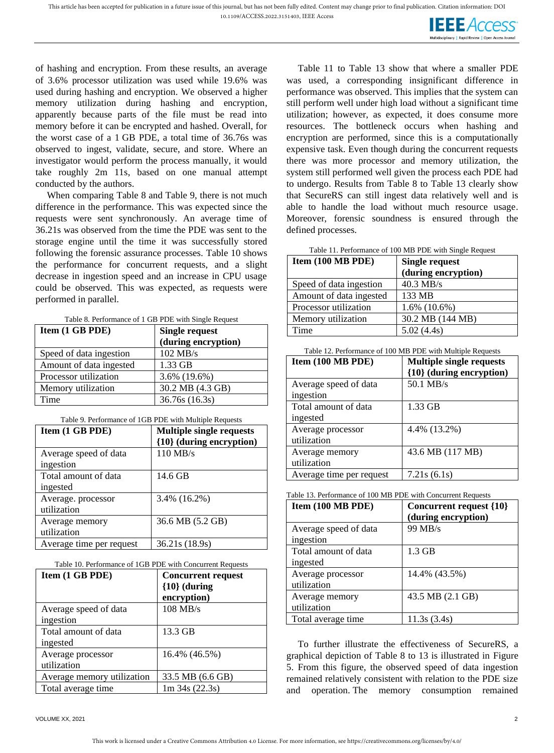of hashing and encryption. From these results, an average of 3.6% processor utilization was used while 19.6% was used during hashing and encryption. We observed a higher memory utilization during hashing and encryption, apparently because parts of the file must be read into memory before it can be encrypted and hashed. Overall, for the worst case of a 1 GB PDE, a total time of 36.76s was observed to ingest, validate, secure, and store. Where an investigator would perform the process manually, it would take roughly 2m 11s, based on one manual attempt conducted by the authors.

When comparing Table 8 and Table 9, there is not much difference in the performance. This was expected since the requests were sent synchronously. An average time of 36.21s was observed from the time the PDE was sent to the storage engine until the time it was successfully stored following the forensic assurance processes. Table 10 shows the performance for concurrent requests, and a slight decrease in ingestion speed and an increase in CPU usage could be observed. This was expected, as requests were performed in parallel.

Table 8. Performance of 1 GB PDE with Single Request

| Item (1 GB PDE) | Single request (during encryption) |
|---|---|
| Speed of data ingestion | 102 MB/s |
| Amount of data ingested | 1.33 GB |
| Processor utilization | 3.6% (19.6%) |
| Memory utilization | 30.2 MB (4.3 GB) |
| Time | 36.76s (16.3s) |

Table 9. Performance of 1GB PDE with Multiple Requests

| Item (1 GB PDE) | Multiple single requests {10} (during encryption) |
|---|---|
| Average speed of data ingestion | 110 MB/s |
| Total amount of data ingested | 14.6 GB |
| Average. processor utilization | 3.4% (16.2%) |
| Average memory utilization | 36.6 MB (5.2 GB) |
| Average time per request | 36.21s (18.9s) |

Table 10. Performance of 1GB PDE with Concurrent Requests

| Item (1 GB PDE) | Concurrent request {10} (during encryption) |
|---|---|
| Average speed of data ingestion | 108 MB/s |
| Total amount of data ingested | 13.3 GB |
| Average processor utilization | 16.4% (46.5%) |
| Average memory utilization | 33.5 MB (6.6 GB) |
| Total average time | 1m 34s (22.3s) |

Table 11 to Table 13 show that where a smaller PDE was used, a corresponding insignificant difference in performance was observed. This implies that the system can still perform well under high load without a significant time utilization; however, as expected, it does consume more resources. The bottleneck occurs when hashing and encryption are performed, since this is a computationally expensive task. Even though during the concurrent requests there was more processor and memory utilization, the system still performed well given the process each PDE had to undergo. Results from Table 8 to Table 13 clearly show that SecureRS can still ingest data relatively well and is able to handle the load without much resource usage. Moreover, forensic soundness is ensured through the defined processes.

Table 11. Performance of 100 MB PDE with Single Request

| Item (100 MB PDE) | Single request (during encryption) |
|---|---|
| Speed of data ingestion | 40.3 MB/s |
| Amount of data ingested | 133 MB |
| Processor utilization | 1.6% (10.6%) |
| Memory utilization | 30.2 MB (144 MB) |
| Time | 5.02 (4.4s) |

Table 12. Performance of 100 MB PDE with Multiple Requests

| Item (100 MB PDE) | Multiple single requests {10} (during encryption) |
|---|---|
| Average speed of data ingestion | 50.1 MB/s |
| Total amount of data ingested | 1.33 GB |
| Average processor utilization | 4.4% (13.2%) |
| Average memory utilization | 43.6 MB (117 MB) |
| Average time per request | 7.21s (6.1s) |

Table 13. Performance of 100 MB PDE with Concurrent Requests

| Item (100 MB PDE) | Concurrent request {10} (during encryption) |
|---|---|
| Average speed of data ingestion | 99 MB/s |
| Total amount of data ingested | 1.3 GB |
| Average processor utilization | 14.4% (43.5%) |
| Average memory utilization | 43.5 MB (2.1 GB) |
| Total average time | 11.3s (3.4s) |

To further illustrate the effectiveness of SecureRS, a graphical depiction of Table 8 to 13 is illustrated in Figure 5. From this figure, the observed speed of data ingestion remained relatively consistent with relation to the PDE size and operation. The memory consumption remained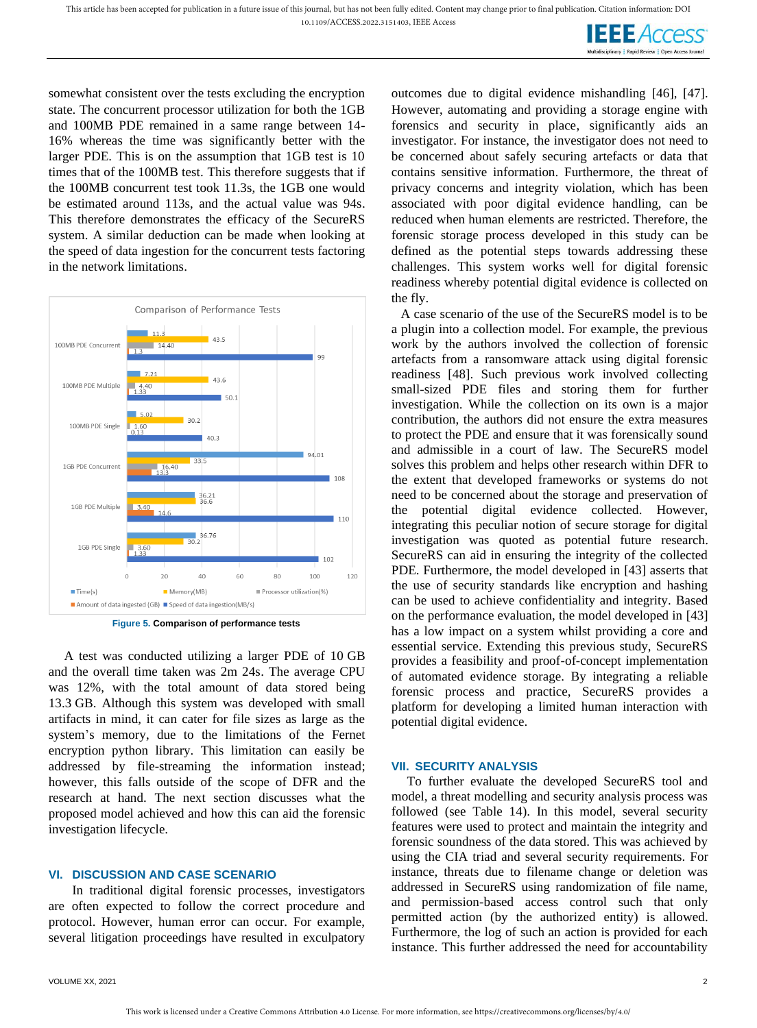somewhat consistent over the tests excluding the encryption state. The concurrent processor utilization for both the 1GB and 100MB PDE remained in a same range between 14-16% whereas the time was significantly better with the larger PDE. This is on the assumption that 1GB test is 10 times that of the 100MB test. This therefore suggests that if the 100MB concurrent test took 11.3s, the 1GB one would be estimated around 113s, and the actual value was 94s. This therefore demonstrates the efficacy of the SecureRS system. A similar deduction can be made when looking at the speed of data ingestion for the concurrent tests factoring in the network limitations.

**Figure 5.** Comparison of performance tests

A test was conducted utilizing a larger PDE of 10 GB and the overall time taken was 2m 24s. The average CPU was 12%, with the total amount of data stored being 13.3 GB. Although this system was developed with small artifacts in mind, it can cater for file sizes as large as the system's memory, due to the limitations of the Fernet encryption python library. This limitation can easily be addressed by file-streaming the information instead; however, this falls outside of the scope of DFR and the research at hand. The next section discusses what the proposed model achieved and how this can aid the forensic investigation lifecycle.

## VI. DISCUSSION AND CASE SCENARIO

In traditional digital forensic processes, investigators are often expected to follow the correct procedure and protocol. However, human error can occur. For example, several litigation proceedings have resulted in exculpatory outcomes due to digital evidence mishandling [46], [47]. However, automating and providing a storage engine with forensics and security in place, significantly aids an investigator. For instance, the investigator does not need to be concerned about safely securing artefacts or data that contains sensitive information. Furthermore, the threat of privacy concerns and integrity violation, which has been associated with poor digital evidence handling, can be reduced when human elements are restricted. Therefore, the forensic storage process developed in this study can be defined as the potential steps towards addressing these challenges. This system works well for digital forensic readiness whereby potential digital evidence is collected on the fly.

A case scenario of the use of the SecureRS model is to be a plugin into a collection model. For example, the previous work by the authors involved the collection of forensic artefacts from a ransomware attack using digital forensic readiness [48]. Such previous work involved collecting small-sized PDE files and storing them for further investigation. While the collection on its own is a major contribution, the authors did not ensure the extra measures to protect the PDE and ensure that it was forensically sound and admissible in a court of law. The SecureRS model solves this problem and helps other research within DFR to the extent that developed frameworks or systems do not need to be concerned about the storage and preservation of the potential digital evidence collected. However, integrating this peculiar notion of secure storage for digital investigation was quoted as potential future research. SecureRS can aid in ensuring the integrity of the collected PDE. Furthermore, the model developed in [43] asserts that the use of security standards like encryption and hashing can be used to achieve confidentiality and integrity. Based on the performance evaluation, the model developed in [43] has a low impact on a system whilst providing a core and essential service. Extending this previous study, SecureRS provides a feasibility and proof-of-concept implementation of automated evidence storage. By integrating a reliable forensic process and practice, SecureRS provides a platform for developing a limited human interaction with potential digital evidence.

## VII. SECURITY ANALYSIS

To further evaluate the developed SecureRS tool and model, a threat modelling and security analysis process was followed (see Table 14). In this model, several security features were used to protect and maintain the integrity and forensic soundness of the data stored. This was achieved by using the CIA triad and several security requirements. For instance, threats due to filename change or deletion was addressed in SecureRS using randomization of file name, and permission-based access control such that only permitted action (by the authorized entity) is allowed. Furthermore, the log of such an action is provided for each instance. This further addressed the need for accountability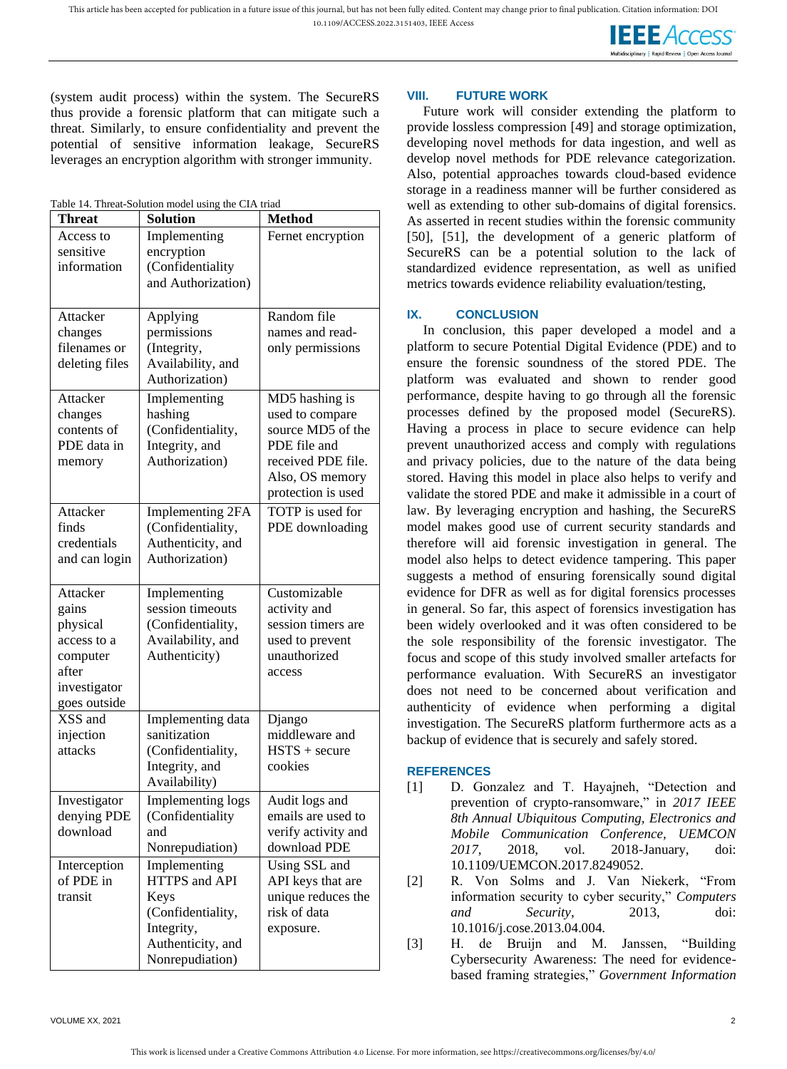(system audit process) within the system. The SecureRS thus provide a forensic platform that can mitigate such a threat. Similarly, to ensure confidentiality and prevent the potential of sensitive information leakage, SecureRS leverages an encryption algorithm with stronger immunity.

Table 14. Threat-Solution model using the CIA triad

| Threat | Solution | Method |
|---|---|---|
| Access to sensitive information | Implementing encryption (Confidentiality and Authorization) | Fernet encryption |
| Attacker changes filenames or deleting files | Applying permissions (Integrity, Availability, and Authorization) | Random file names and read-only permissions |
| Attacker changes contents of PDE data in memory | Implementing hashing (Confidentiality, Integrity, and Authorization) | MD5 hashing is used to compare source MD5 of the PDE file and received PDE file. Also, OS memory protection is used |
| Attacker finds credentials and can login | Implementing 2FA (Confidentiality, Authenticity, and Authorization) | TOTP is used for PDE downloading |
| Attacker gains physical access to a computer after investigator goes outside | Implementing session timeouts (Confidentiality, Availability, and Authenticity) | Customizable activity and session timers are used to prevent unauthorized access |
| XSS and injection attacks | Implementing data sanitization (Confidentiality, Integrity, and Availability) | Django middleware and HSTS + secure cookies |
| Investigator denying PDE download | Implementing logs (Confidentiality and Nonrepudiation) | Audit logs and emails are used to verify activity and download PDE |
| Interception of PDE in transit | Implementing HTTPS and API Keys (Confidentiality, Integrity, Authenticity, and Nonrepudiation) | Using SSL and API keys that are unique reduces the risk of data exposure. |

## VIII. FUTURE WORK

Future work will consider extending the platform to provide lossless compression [49] and storage optimization, developing novel methods for data ingestion, and well as develop novel methods for PDE relevance categorization. Also, potential approaches towards cloud-based evidence storage in a readiness manner will be further considered as well as extending to other sub-domains of digital forensics. As asserted in recent studies within the forensic community [50], [51], the development of a generic platform of SecureRS can be a potential solution to the lack of standardized evidence representation, as well as unified metrics towards evidence reliability evaluation/testing,

## IX. CONCLUSION

In conclusion, this paper developed a model and a platform to secure Potential Digital Evidence (PDE) and to ensure the forensic soundness of the stored PDE. The platform was evaluated and shown to render good performance, despite having to go through all the forensic processes defined by the proposed model (SecureRS). Having a process in place to secure evidence can help prevent unauthorized access and comply with regulations and privacy policies, due to the nature of the data being stored. Having this model in place also helps to verify and validate the stored PDE and make it admissible in a court of law. By leveraging encryption and hashing, the SecureRS model makes good use of current security standards and therefore will aid forensic investigation in general. The model also helps to detect evidence tampering. This paper suggests a method of ensuring forensically sound digital evidence for DFR as well as for digital forensics processes in general. So far, this aspect of forensics investigation has been widely overlooked and it was often considered to be the sole responsibility of the forensic investigator. The focus and scope of this study involved smaller artefacts for performance evaluation. With SecureRS an investigator does not need to be concerned about verification and authenticity of evidence when performing a digital investigation. The SecureRS platform furthermore acts as a backup of evidence that is securely and safely stored.

## REFERENCES

[1] D. Gonzalez and T. Hayajneh, "Detection and prevention of crypto-ransomware," in *2017 IEEE 8th Annual Ubiquitous Computing, Electronics and Mobile Communication Conference, UEMCON 2017*, 2018, vol. 2018-January, doi: 10.1109/UEMCON.2017.8249052.

[2] R. Von Solms and J. Van Niekerk, "From information security to cyber security," *Computers and Security*, 2013, doi: 10.1016/j.cose.2013.04.004.

[3] H. de Bruijn and M. Janssen, "Building Cybersecurity Awareness: The need for evidence-based framing strategies," *Government Information*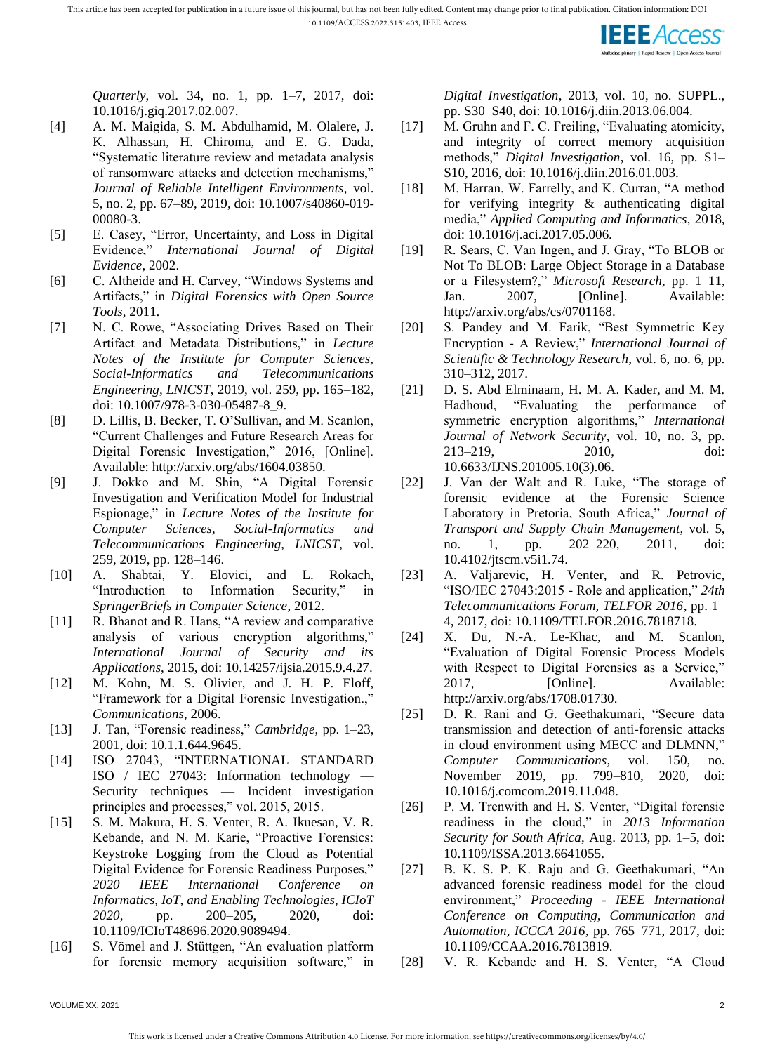*Quarterly*, vol. 34, no. 1, pp. 1–7, 2017, doi: 10.1016/j.giq.2017.02.007.

[4] A. M. Maigida, S. M. Abdulhamid, M. Olalere, J. K. Alhassan, H. Chiroma, and E. G. Dada, "Systematic literature review and metadata analysis of ransomware attacks and detection mechanisms," *Journal of Reliable Intelligent Environments*, vol. 5, no. 2, pp. 67–89, 2019, doi: 10.1007/s40860-019-00080-3.

[5] E. Casey, "Error, Uncertainty, and Loss in Digital Evidence," *International Journal of Digital Evidence*, 2002.

[6] C. Altheide and H. Carvey, "Windows Systems and Artifacts," in *Digital Forensics with Open Source Tools*, 2011.

[7] N. C. Rowe, "Associating Drives Based on Their Artifact and Metadata Distributions," in *Lecture Notes of the Institute for Computer Sciences, Social-Informatics and Telecommunications Engineering, LNICST*, 2019, vol. 259, pp. 165–182, doi: 10.1007/978-3-030-05487-8_9.

[8] D. Lillis, B. Becker, T. O'Sullivan, and M. Scanlon, "Current Challenges and Future Research Areas for Digital Forensic Investigation," 2016, [Online]. Available: http://arxiv.org/abs/1604.03850.

[9] J. Dokko and M. Shin, "A Digital Forensic Investigation and Verification Model for Industrial Espionage," in *Lecture Notes of the Institute for Computer Sciences, Social-Informatics and Telecommunications Engineering, LNICST*, vol. 259, 2019, pp. 128–146.

[10] A. Shabtai, Y. Elovici, and L. Rokach, "Introduction to Information Security," in *SpringerBriefs in Computer Science*, 2012.

[11] R. Bhanot and R. Hans, "A review and comparative analysis of various encryption algorithms," *International Journal of Security and its Applications*, 2015, doi: 10.14257/ijsia.2015.9.4.27.

[12] M. Kohn, M. S. Olivier, and J. H. P. Eloff, "Framework for a Digital Forensic Investigation.," *Communications*, 2006.

[13] J. Tan, "Forensic readiness," *Cambridge*, pp. 1–23, 2001, doi: 10.1.1.644.9645.

[14] ISO 27043, "INTERNATIONAL STANDARD ISO / IEC 27043: Information technology — Security techniques — Incident investigation principles and processes," vol. 2015, 2015.

[15] S. M. Makura, H. S. Venter, R. A. Ikuesan, V. R. Kebande, and N. M. Karie, "Proactive Forensics: Keystroke Logging from the Cloud as Potential Digital Evidence for Forensic Readiness Purposes," *2020 IEEE International Conference on Informatics, IoT, and Enabling Technologies, ICIoT 2020*, pp. 200–205, 2020, doi: 10.1109/ICIoT48696.2020.9089494.

[16] S. Vömel and J. Stüttgen, "An evaluation platform for forensic memory acquisition software," in *Digital Investigation*, 2013, vol. 10, no. SUPPL., pp. S30–S40, doi: 10.1016/j.diin.2013.06.004.

[17] M. Gruhn and F. C. Freiling, "Evaluating atomicity, and integrity of correct memory acquisition methods," *Digital Investigation*, vol. 16, pp. S1–S10, 2016, doi: 10.1016/j.diin.2016.01.003.

[18] M. Harran, W. Farrelly, and K. Curran, "A method for verifying integrity & authenticating digital media," *Applied Computing and Informatics*, 2018, doi: 10.1016/j.aci.2017.05.006.

[19] R. Sears, C. Van Ingen, and J. Gray, "To BLOB or Not To BLOB: Large Object Storage in a Database or a Filesystem?," *Microsoft Research*, pp. 1–11, Jan. 2007, [Online]. Available: http://arxiv.org/abs/cs/0701168.

[20] S. Pandey and M. Farik, "Best Symmetric Key Encryption - A Review," *International Journal of Scientific & Technology Research*, vol. 6, no. 6, pp. 310–312, 2017.

[21] D. S. Abd Elminaam, H. M. A. Kader, and M. M. Hadhoud, "Evaluating the performance of symmetric encryption algorithms," *International Journal of Network Security*, vol. 10, no. 3, pp. 213–219, 2010, doi: 10.6633/IJNS.201005.10(3).06.

[22] J. Van der Walt and R. Luke, "The storage of forensic evidence at the Forensic Science Laboratory in Pretoria, South Africa," *Journal of Transport and Supply Chain Management*, vol. 5, no. 1, pp. 202–220, 2011, doi: 10.4102/jtscm.v5i1.74.

[23] A. Valjarevic, H. Venter, and R. Petrovic, "ISO/IEC 27043:2015 - Role and application," *24th Telecommunications Forum, TELFOR 2016*, pp. 1–4, 2017, doi: 10.1109/TELFOR.2016.7818718.

[24] X. Du, N.-A. Le-Khac, and M. Scanlon, "Evaluation of Digital Forensic Process Models with Respect to Digital Forensics as a Service," 2017, [Online]. Available: http://arxiv.org/abs/1708.01730.

[25] D. R. Rani and G. Geethakumari, "Secure data transmission and detection of anti-forensic attacks in cloud environment using MECC and DLMNN," *Computer Communications*, vol. 150, no. November 2019, pp. 799–810, 2020, doi: 10.1016/j.comcom.2019.11.048.

[26] P. M. Trenwith and H. S. Venter, "Digital forensic readiness in the cloud," in *2013 Information Security for South Africa*, Aug. 2013, pp. 1–5, doi: 10.1109/ISSA.2013.6641055.

[27] B. K. S. P. K. Raju and G. Geethakumari, "An advanced forensic readiness model for the cloud environment," *Proceeding - IEEE International Conference on Computing, Communication and Automation, ICCCA 2016*, pp. 765–771, 2017, doi: 10.1109/CCAA.2016.7813819.

[28] V. R. Kebande and H. S. Venter, "A Cloud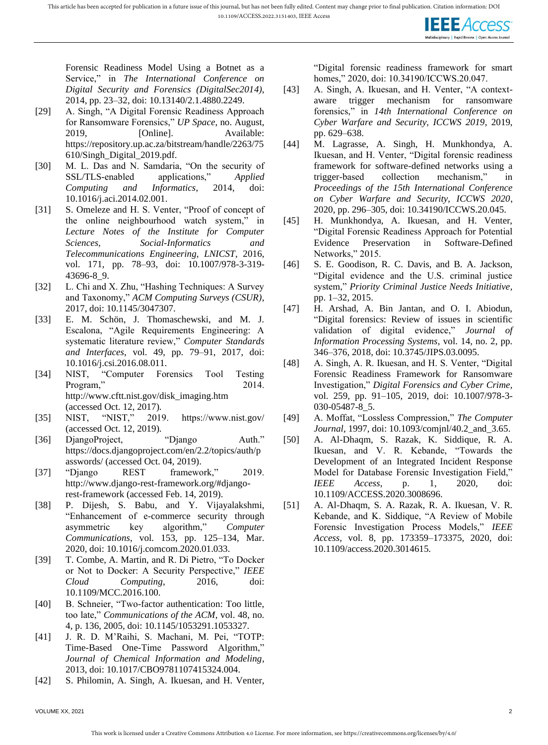Forensic Readiness Model Using a Botnet as a Service," in *The International Conference on Digital Security and Forensics (DigitalSec2014)*, 2014, pp. 23–32, doi: 10.13140/2.1.4880.2249.

[29] A. Singh, "A Digital Forensic Readiness Approach for Ransomware Forensics," *UP Space*, no. August, 2019, [Online]. Available: https://repository.up.ac.za/bitstream/handle/2263/75610/Singh_Digital_2019.pdf.

[30] M. L. Das and N. Samdaria, "On the security of SSL/TLS-enabled applications," *Applied Computing and Informatics*, 2014, doi: 10.1016/j.aci.2014.02.001.

[31] S. Omeleze and H. S. Venter, "Proof of concept of the online neighbourhood watch system," in *Lecture Notes of the Institute for Computer Sciences, Social-Informatics and Telecommunications Engineering, LNICST*, 2016, vol. 171, pp. 78–93, doi: 10.1007/978-3-319-43696-8_9.

[32] L. Chi and X. Zhu, "Hashing Techniques: A Survey and Taxonomy," *ACM Computing Surveys (CSUR)*, 2017, doi: 10.1145/3047307.

[33] E. M. Schön, J. Thomaschewski, and M. J. Escalona, "Agile Requirements Engineering: A systematic literature review," *Computer Standards and Interfaces*, vol. 49, pp. 79–91, 2017, doi: 10.1016/j.csi.2016.08.011.

[34] NIST, "Computer Forensics Tool Testing Program," 2014. http://www.cftt.nist.gov/disk_imaging.htm (accessed Oct. 12, 2017).

[35] NIST, "NIST," 2019. https://www.nist.gov/ (accessed Oct. 12, 2019).

[36] DjangoProject, "Django Auth." https://docs.djangoproject.com/en/2.2/topics/auth/passwords/ (accessed Oct. 04, 2019).

[37] "Django REST framework," 2019. http://www.django-rest-framework.org/#django-rest-framework (accessed Feb. 14, 2019).

[38] P. Dijesh, S. Babu, and Y. Vijayalakshmi, "Enhancement of e-commerce security through asymmetric key algorithm," *Computer Communications*, vol. 153, pp. 125–134, Mar. 2020, doi: 10.1016/j.comcom.2020.01.033.

[39] T. Combe, A. Martin, and R. Di Pietro, "To Docker or Not to Docker: A Security Perspective," *IEEE Cloud Computing*, 2016, doi: 10.1109/MCC.2016.100.

[40] B. Schneier, "Two-factor authentication: Too little, too late," *Communications of the ACM*, vol. 48, no. 4, p. 136, 2005, doi: 10.1145/1053291.1053327.

[41] J. R. D. M'Raihi, S. Machani, M. Pei, "TOTP: Time-Based One-Time Password Algorithm," *Journal of Chemical Information and Modeling*, 2013, doi: 10.1017/CBO9781107415324.004.

[42] S. Philomin, A. Singh, A. Ikuesan, and H. Venter, "Digital forensic readiness framework for smart homes," 2020, doi: 10.34190/ICCWS.20.047.

[43] A. Singh, A. Ikuesan, and H. Venter, "A context-aware trigger mechanism for ransomware forensics," in *14th International Conference on Cyber Warfare and Security, ICCWS 2019*, 2019, pp. 629–638.

[44] M. Lagrasse, A. Singh, H. Munkhondya, A. Ikuesan, and H. Venter, "Digital forensic readiness framework for software-defined networks using a trigger-based collection mechanism," in *Proceedings of the 15th International Conference on Cyber Warfare and Security, ICCWS 2020*, 2020, pp. 296–305, doi: 10.34190/ICCWS.20.045.

[45] H. Munkhondya, A. Ikuesan, and H. Venter, "Digital Forensic Readiness Approach for Potential Evidence Preservation in Software-Defined Networks," 2015.

[46] S. E. Goodison, R. C. Davis, and B. A. Jackson, "Digital evidence and the U.S. criminal justice system," *Priority Criminal Justice Needs Initiative*, pp. 1–32, 2015.

[47] H. Arshad, A. Bin Jantan, and O. I. Abiodun, "Digital forensics: Review of issues in scientific validation of digital evidence," *Journal of Information Processing Systems*, vol. 14, no. 2, pp. 346–376, 2018, doi: 10.3745/JIPS.03.0095.

[48] A. Singh, A. R. Ikuesan, and H. S. Venter, "Digital Forensic Readiness Framework for Ransomware Investigation," *Digital Forensics and Cyber Crime*, vol. 259, pp. 91–105, 2019, doi: 10.1007/978-3-030-05487-8_5.

[49] A. Moffat, "Lossless Compression," *The Computer Journal*, 1997, doi: 10.1093/comjnl/40.2_and_3.65.

[50] A. Al-Dhaqm, S. Razak, K. Siddique, R. A. Ikuesan, and V. R. Kebande, "Towards the Development of an Integrated Incident Response Model for Database Forensic Investigation Field," *IEEE Access*, p. 1, 2020, doi: 10.1109/ACCESS.2020.3008696.

[51] A. Al-Dhaqm, S. A. Razak, R. A. Ikuesan, V. R. Kebande, and K. Siddique, "A Review of Mobile Forensic Investigation Process Models," *IEEE Access*, vol. 8, pp. 173359–173375, 2020, doi: 10.1109/access.2020.3014615.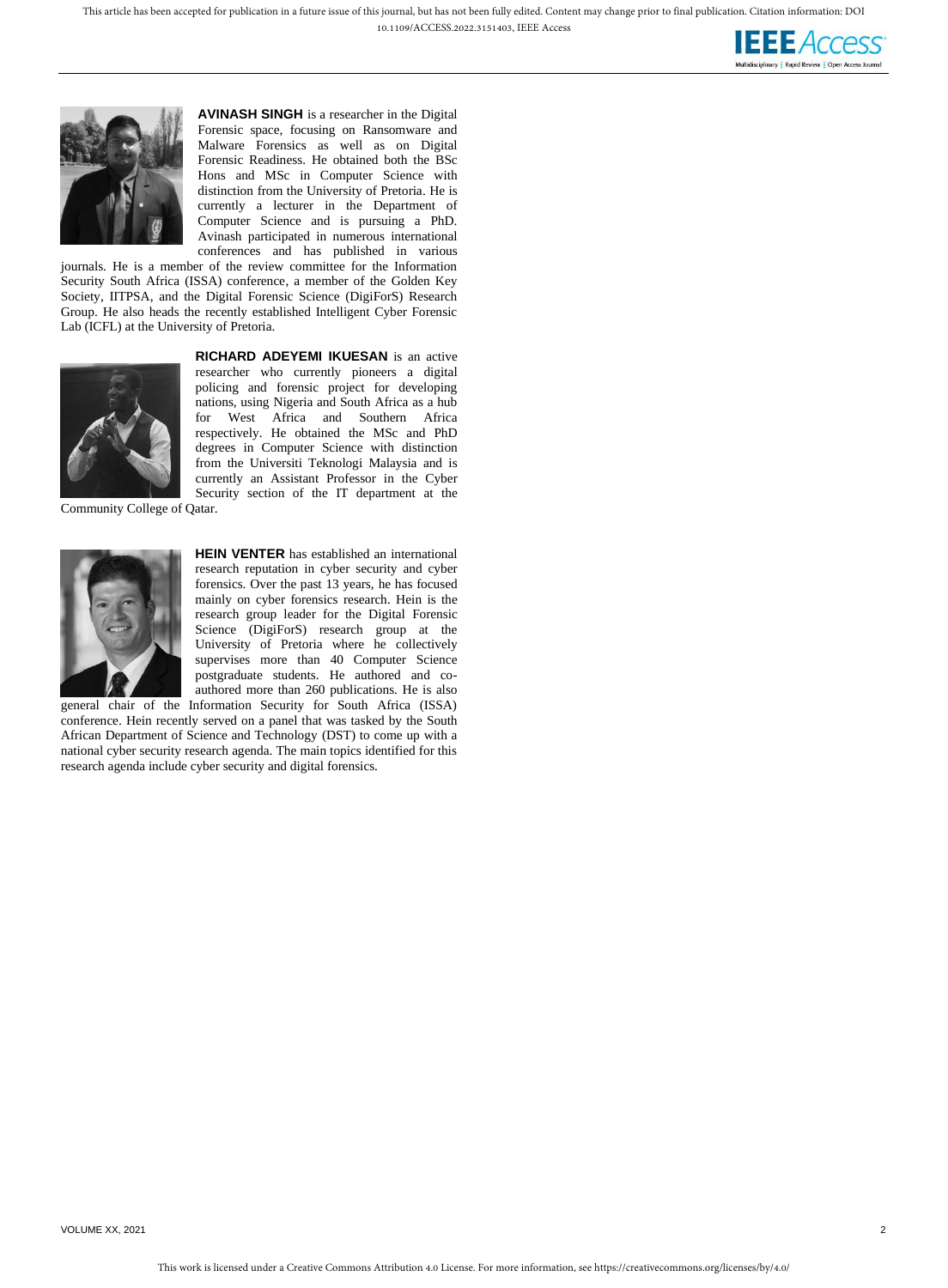**AVINASH SINGH** is a researcher in the Digital Forensic space, focusing on Ransomware and Malware Forensics as well as on Digital Forensic Readiness. He obtained both the BSc Hons and MSc in Computer Science with distinction from the University of Pretoria. He is currently a lecturer in the Department of Computer Science and is pursuing a PhD. Avinash participated in numerous international conferences and has published in various journals. He is a member of the review committee for the Information Security South Africa (ISSA) conference, a member of the Golden Key Society, IITPSA, and the Digital Forensic Science (DigiForS) Research Group. He also heads the recently established Intelligent Cyber Forensic Lab (ICFL) at the University of Pretoria.

**RICHARD ADEYEMI IKUESAN** is an active researcher who currently pioneers a digital policing and forensic project for developing nations, using Nigeria and South Africa as a hub for West Africa and Southern Africa respectively. He obtained the MSc and PhD degrees in Computer Science with distinction from the Universiti Teknologi Malaysia and is currently an Assistant Professor in the Cyber Security section of the IT department at the Community College of Qatar.

**HEIN VENTER** has established an international research reputation in cyber security and cyber forensics. Over the past 13 years, he has focused mainly on cyber forensics research. Hein is the research group leader for the Digital Forensic Science (DigiForS) research group at the University of Pretoria where he collectively supervises more than 40 Computer Science postgraduate students. He authored and co-authored more than 260 publications. He is also general chair of the Information Security for South Africa (ISSA) conference. Hein recently served on a panel that was tasked by the South African Department of Science and Technology (DST) to come up with a national cyber security research agenda. The main topics identified for this research agenda include cyber security and digital forensics.